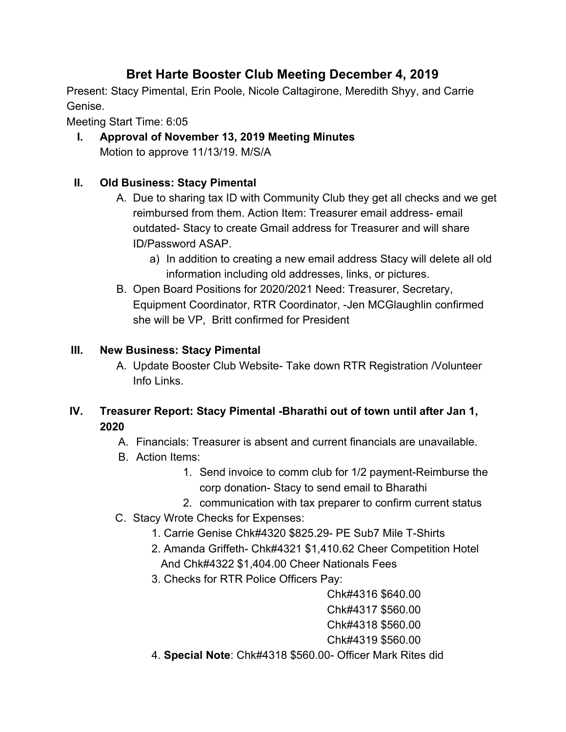# Bret Harte Booster Club Meeting December 4, 2019

Present: Stacy Pimental, Erin Poole, Nicole Caltagirone, Meredith Shyy, and Carrie Genise.

Meeting Start Time: 6:05

## I. Approval of November 13, 2019 Meeting Minutes

Motion to approve 11/13/19. M/S/A

## II. Old Business: Stacy Pimental

A. Due to sharing tax ID with Community Club they get all checks and we get reimbursed from them. Action Item: Treasurer email address- email outdated- Stacy to create Gmail address for Treasurer and will share ID/Password ASAP.

   a) In addition to creating a new email address Stacy will delete all old information including old addresses, links, or pictures.

B. Open Board Positions for 2020/2021 Need: Treasurer, Secretary, Equipment Coordinator, RTR Coordinator, -Jen MCGlaughlin confirmed she will be VP, Britt confirmed for President

## III. New Business: Stacy Pimental

A. Update Booster Club Website- Take down RTR Registration /Volunteer Info Links.

## IV. Treasurer Report: Stacy Pimental -Bharathi out of town until after Jan 1, 2020

A. Financials: Treasurer is absent and current financials are unavailable.

B. Action Items:

   1. Send invoice to comm club for 1/2 payment-Reimburse the corp donation- Stacy to send email to Bharathi
   2. communication with tax preparer to confirm current status

C. Stacy Wrote Checks for Expenses:

   1. Carrie Genise Chk#4320 $825.29- PE Sub7 Mile T-Shirts
   2. Amanda Griffeth- Chk#4321 $1,410.62 Cheer Competition Hotel And Chk#4322 $1,404.00 Cheer Nationals Fees
   3. Checks for RTR Police Officers Pay:

      Chk#4316 $640.00
      Chk#4317 $560.00
      Chk#4318 $560.00
      Chk#4319 $560.00

   4. **Special Note**: Chk#4318 $560.00- Officer Mark Rites did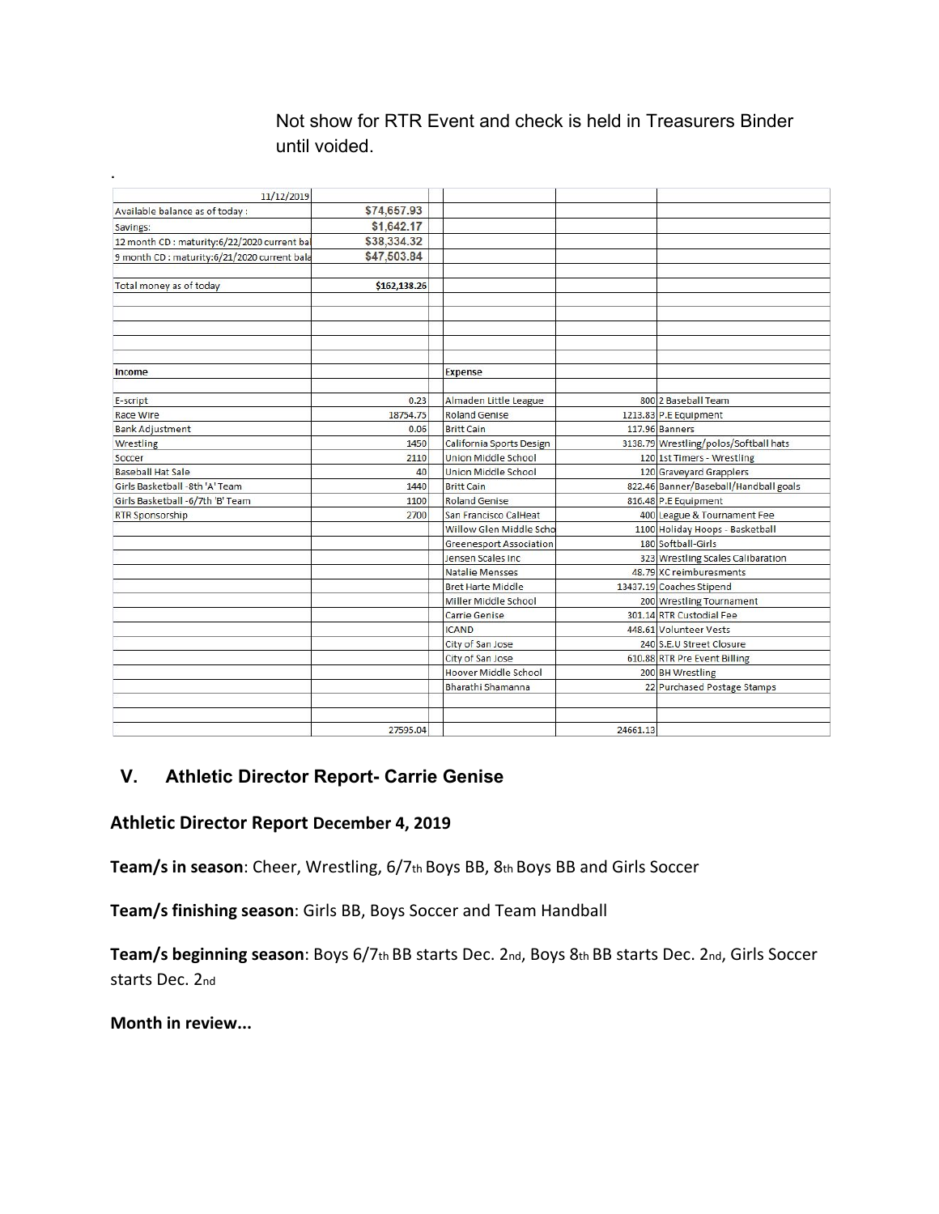Not show for RTR Event and check is held in Treasurers Binder until voided.

.

| 11/12/2019 | | | | |
|---|---|---|---|---|
| Available balance as of today : | $74,657.93 | | | |
| Savings: | $1,642.17 | | | |
| 12 month CD : maturity:6/22/2020 current ba | $38,334.32 | | | |
| 9 month CD : maturity:6/21/2020 current bala | $47,503.84 | | | |
| | | | | |
| Total money as of today | $162,138.26 | | | |
| | | | | |
| **Income** | | **Expense** | | |
| | | | | |
| E-script | 0.23 | Almaden Little League | 800 | 2 Baseball Team |
| Race Wire | 18754.75 | Roland Genise | 1213.83 | P.E Equipment |
| Bank Adjustment | 0.06 | Britt Cain | 117.96 | Banners |
| Wrestling | 1450 | California Sports Design | 3138.79 | Wrestling/polos/Softball hats |
| Soccer | 2110 | Union Middle School | 120 | 1st Timers - Wrestling |
| Baseball Hat Sale | 40 | Union Middle School | 120 | Graveyard Grapplers |
| Girls Basketball -8th 'A' Team | 1440 | Britt Cain | 822.46 | Banner/Baseball/Handball goals |
| Girls Basketball -6/7th 'B' Team | 1100 | Roland Genise | 816.48 | P.E Equipment |
| RTR Sponsorship | 2700 | San Francisco CalHeat | 400 | League & Tournament Fee |
| | | Willow Glen Middle Scho | 1100 | Holiday Hoops - Basketball |
| | | Greenesport Association | 180 | Softball-Girls |
| | | Jensen Scales Inc | 323 | Wrestling Scales Calibaration |
| | | Natalie Mensses | 48.79 | XC reimburesments |
| | | Bret Harte Middle | 13437.19 | Coaches Stipend |
| | | Miller Middle School | 200 | Wrestling Tournament |
| | | Carrie Genise | 301.14 | RTR Custodial Fee |
| | | ICAND | 448.61 | Volunteer Vests |
| | | City of San Jose | 240 | S.E.U Street Closure |
| | | City of San Jose | 610.88 | RTR Pre Event Billing |
| | | Hoover Middle School | 200 | BH Wrestling |
| | | Bharathi Shamanna | 22 | Purchased Postage Stamps |
| | | | | |
| | 27595.04 | | 24661.13 | |

## V. Athletic Director Report- Carrie Genise

### Athletic Director Report December 4, 2019

**Team/s in season**: Cheer, Wrestling, 6/7th Boys BB, 8th Boys BB and Girls Soccer

**Team/s finishing season**: Girls BB, Boys Soccer and Team Handball

**Team/s beginning season**: Boys 6/7th BB starts Dec. 2nd, Boys 8th BB starts Dec. 2nd, Girls Soccer starts Dec. 2nd

**Month in review...**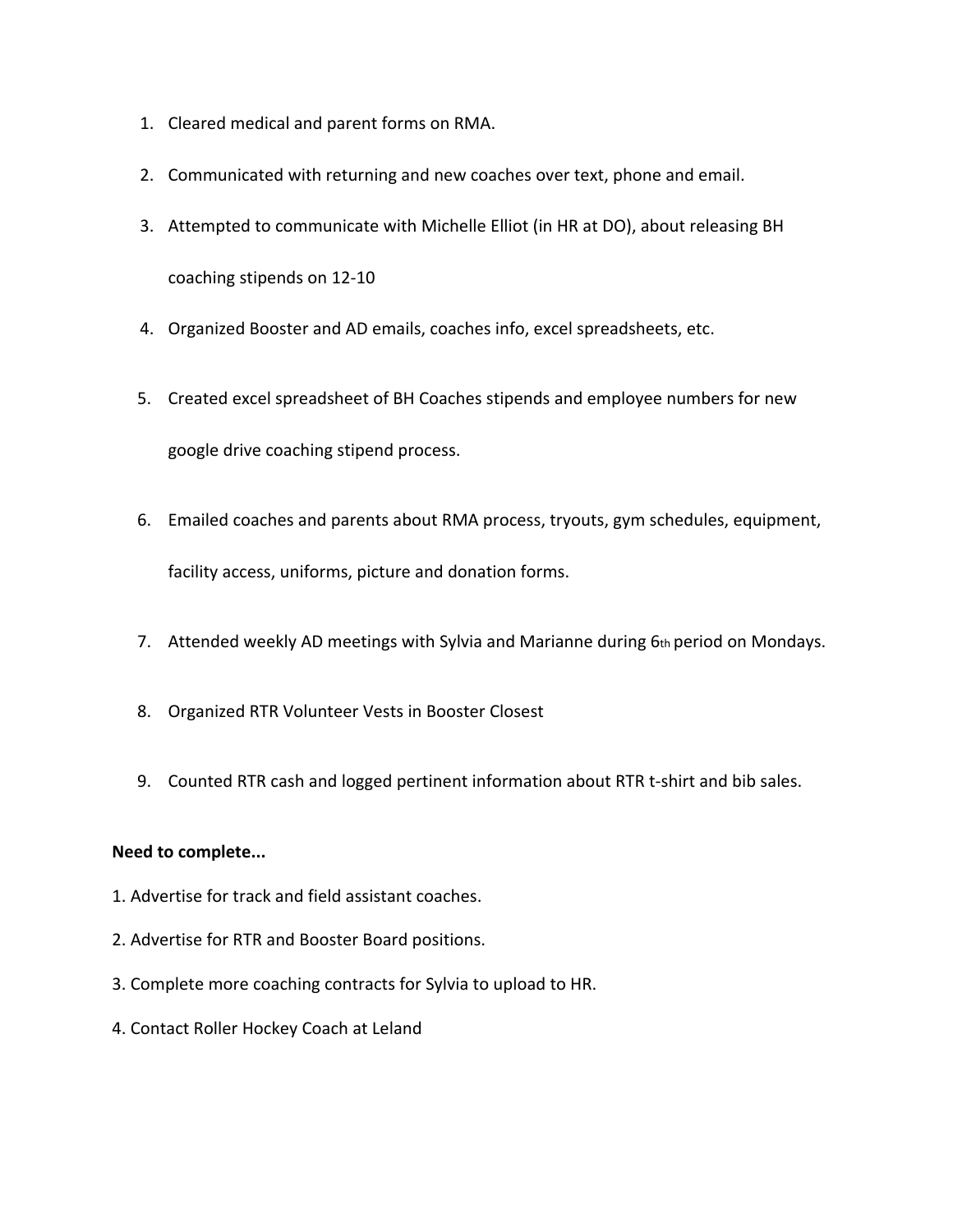1. Cleared medical and parent forms on RMA.
2. Communicated with returning and new coaches over text, phone and email.
3. Attempted to communicate with Michelle Elliot (in HR at DO), about releasing BH coaching stipends on 12-10
4. Organized Booster and AD emails, coaches info, excel spreadsheets, etc.
5. Created excel spreadsheet of BH Coaches stipends and employee numbers for new google drive coaching stipend process.
6. Emailed coaches and parents about RMA process, tryouts, gym schedules, equipment, facility access, uniforms, picture and donation forms.
7. Attended weekly AD meetings with Sylvia and Marianne during 6th period on Mondays.
8. Organized RTR Volunteer Vests in Booster Closest
9. Counted RTR cash and logged pertinent information about RTR t-shirt and bib sales.

**Need to complete...**

1. Advertise for track and field assistant coaches.
2. Advertise for RTR and Booster Board positions.
3. Complete more coaching contracts for Sylvia to upload to HR.
4. Contact Roller Hockey Coach at Leland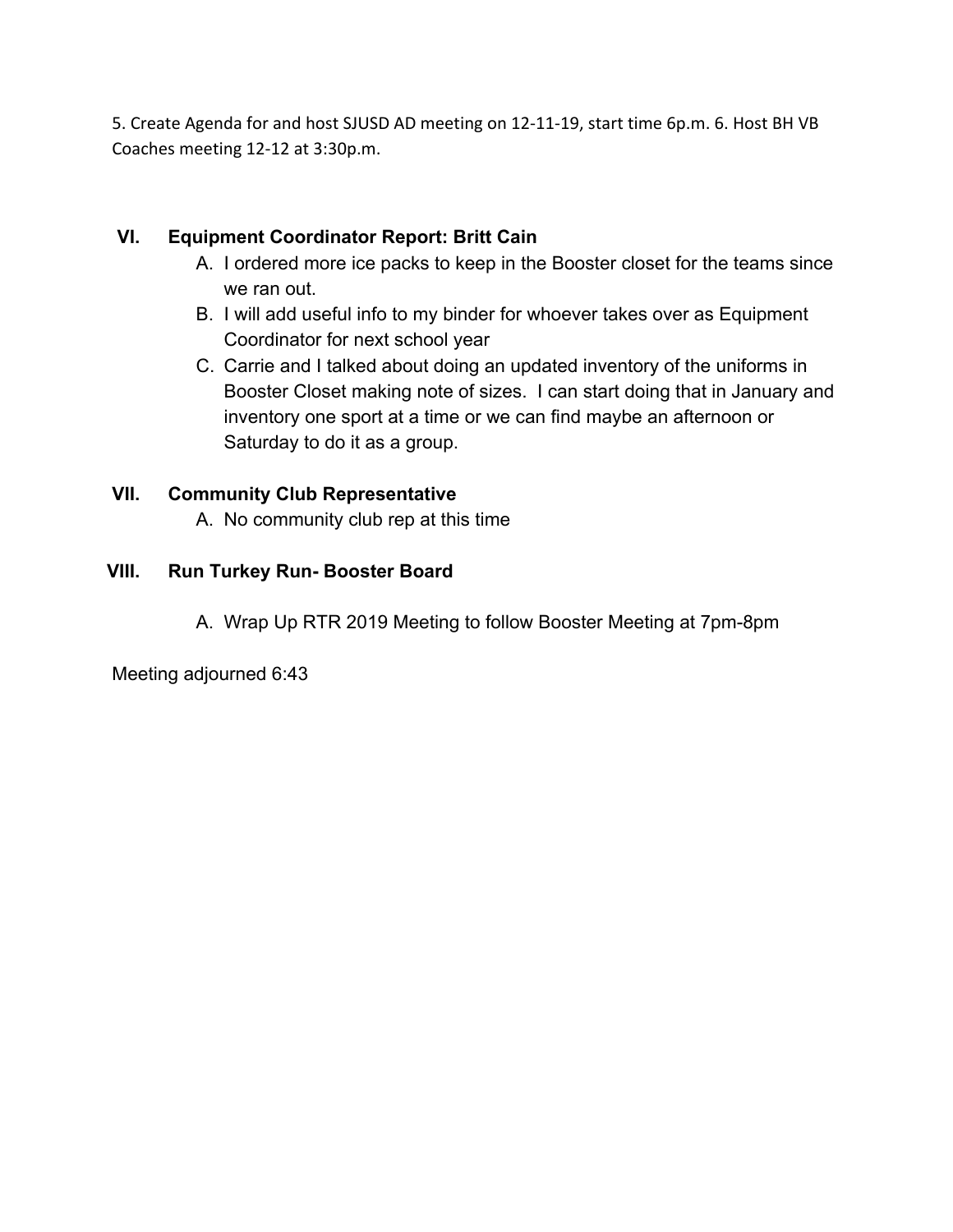5. Create Agenda for and host SJUSD AD meeting on 12-11-19, start time 6p.m. 6. Host BH VB Coaches meeting 12-12 at 3:30p.m.

## VI. Equipment Coordinator Report: Britt Cain

A. I ordered more ice packs to keep in the Booster closet for the teams since we ran out.

B. I will add useful info to my binder for whoever takes over as Equipment Coordinator for next school year

C. Carrie and I talked about doing an updated inventory of the uniforms in Booster Closet making note of sizes. I can start doing that in January and inventory one sport at a time or we can find maybe an afternoon or Saturday to do it as a group.

## VII. Community Club Representative

A. No community club rep at this time

## VIII. Run Turkey Run- Booster Board

A. Wrap Up RTR 2019 Meeting to follow Booster Meeting at 7pm-8pm

Meeting adjourned 6:43